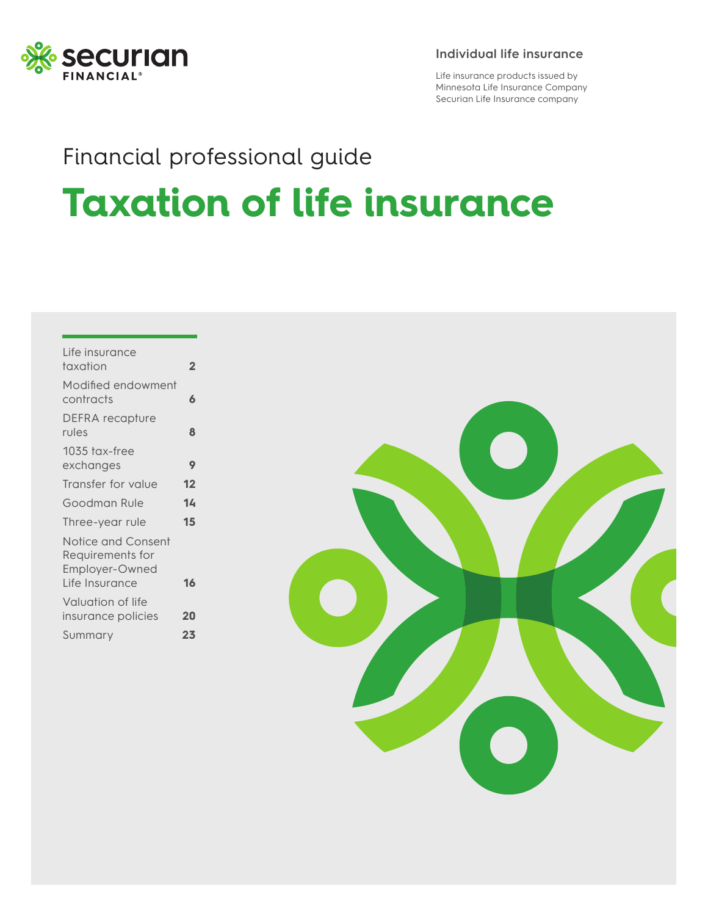Securian Financial

**Individual life insurance**

Life insurance products issued by
Minnesota Life Insurance Company
Securian Life Insurance company

Financial professional guide

# Taxation of life insurance

| | |
|---|---|
| Life insurance taxation | 2 |
| Modified endowment contracts | 6 |
| DEFRA recapture rules | 8 |
| 1035 tax-free exchanges | 9 |
| Transfer for value | 12 |
| Goodman Rule | 14 |
| Three-year rule | 15 |
| Notice and Consent Requirements for Employer-Owned Life Insurance | 16 |
| Valuation of life insurance policies | 20 |
| Summary | 23 |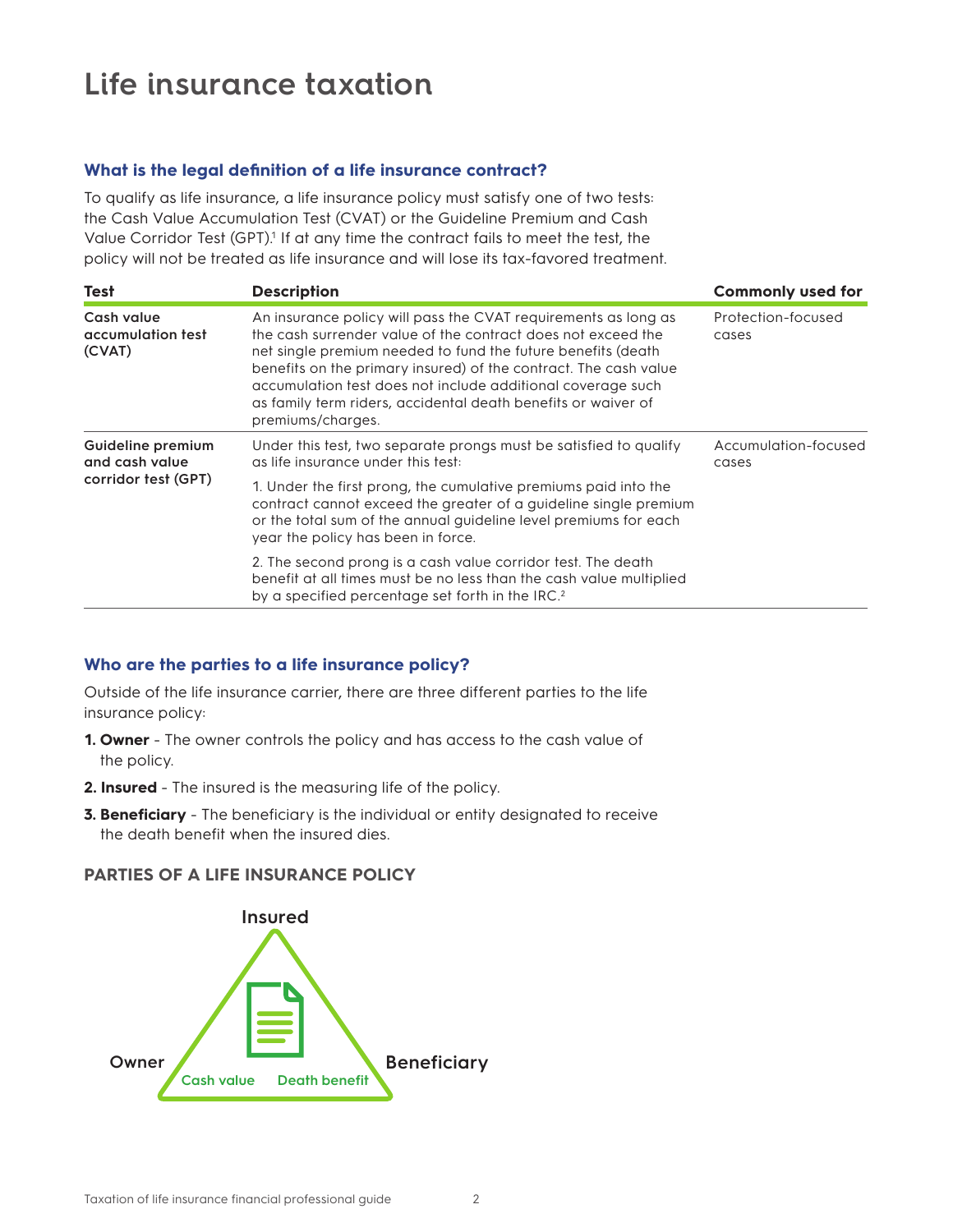# Life insurance taxation

### What is the legal definition of a life insurance contract?

To qualify as life insurance, a life insurance policy must satisfy one of two tests: the Cash Value Accumulation Test (CVAT) or the Guideline Premium and Cash Value Corridor Test (GPT).[1] If at any time the contract fails to meet the test, the policy will not be treated as life insurance and will lose its tax-favored treatment.

| Test | Description | Commonly used for |
|---|---|---|
| **Cash value accumulation test (CVAT)** | An insurance policy will pass the CVAT requirements as long as the cash surrender value of the contract does not exceed the net single premium needed to fund the future benefits (death benefits on the primary insured) of the contract. The cash value accumulation test does not include additional coverage such as family term riders, accidental death benefits or waiver of premiums/charges. | Protection-focused cases |
| **Guideline premium and cash value corridor test (GPT)** | Under this test, two separate prongs must be satisfied to qualify as life insurance under this test:<br><br>1. Under the first prong, the cumulative premiums paid into the contract cannot exceed the greater of a guideline single premium or the total sum of the annual guideline level premiums for each year the policy has been in force.<br><br>2. The second prong is a cash value corridor test. The death benefit at all times must be no less than the cash value multiplied by a specified percentage set forth in the IRC.[2] | Accumulation-focused cases |

### Who are the parties to a life insurance policy?

Outside of the life insurance carrier, there are three different parties to the life insurance policy:

1. **Owner** - The owner controls the policy and has access to the cash value of the policy.
2. **Insured** - The insured is the measuring life of the policy.
3. **Beneficiary** - The beneficiary is the individual or entity designated to receive the death benefit when the insured dies.

#### PARTIES OF A LIFE INSURANCE POLICY

Insured

Owner — Cash value

Beneficiary — Death benefit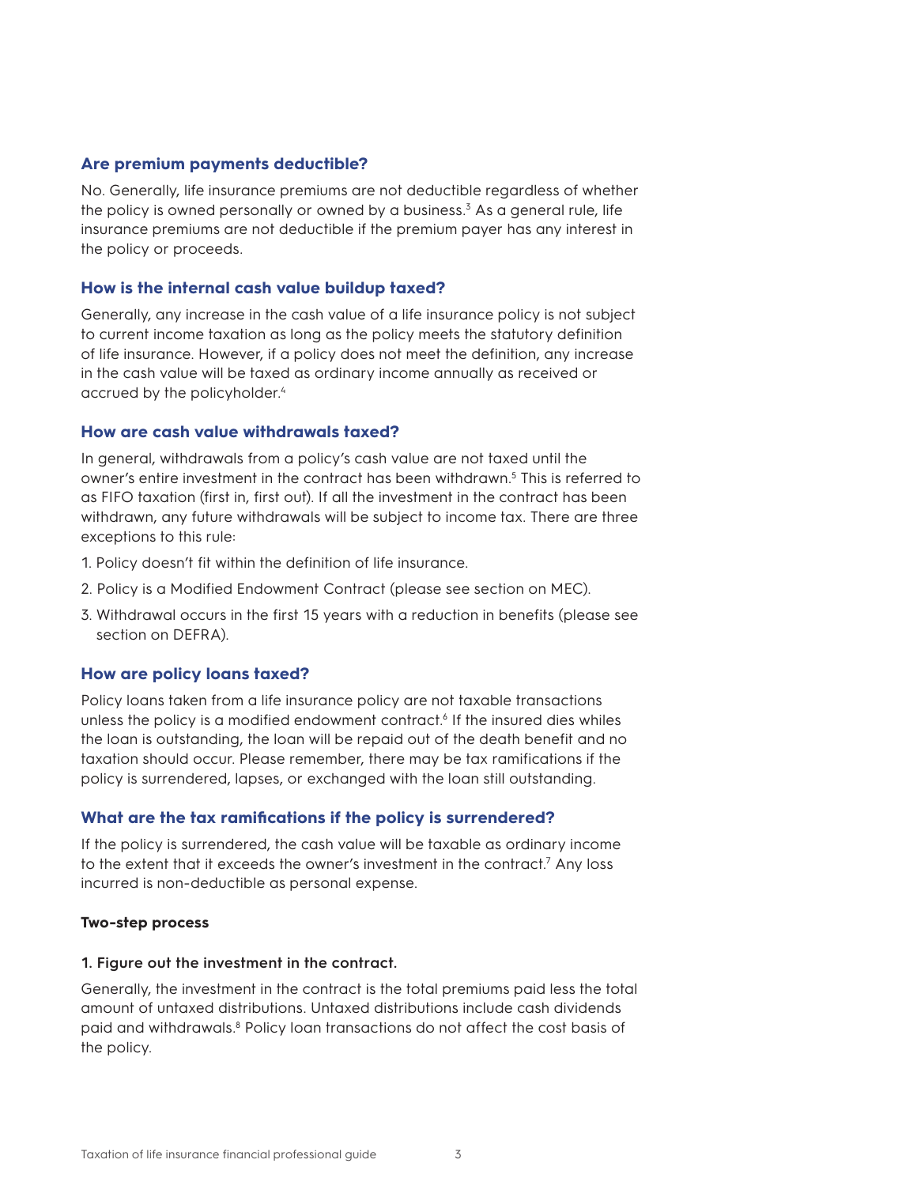### Are premium payments deductible?

No. Generally, life insurance premiums are not deductible regardless of whether the policy is owned personally or owned by a business.[3] As a general rule, life insurance premiums are not deductible if the premium payer has any interest in the policy or proceeds.

### How is the internal cash value buildup taxed?

Generally, any increase in the cash value of a life insurance policy is not subject to current income taxation as long as the policy meets the statutory definition of life insurance. However, if a policy does not meet the definition, any increase in the cash value will be taxed as ordinary income annually as received or accrued by the policyholder.[4]

### How are cash value withdrawals taxed?

In general, withdrawals from a policy's cash value are not taxed until the owner's entire investment in the contract has been withdrawn.[5] This is referred to as FIFO taxation (first in, first out). If all the investment in the contract has been withdrawn, any future withdrawals will be subject to income tax. There are three exceptions to this rule:

1. Policy doesn't fit within the definition of life insurance.
2. Policy is a Modified Endowment Contract (please see section on MEC).
3. Withdrawal occurs in the first 15 years with a reduction in benefits (please see section on DEFRA).

### How are policy loans taxed?

Policy loans taken from a life insurance policy are not taxable transactions unless the policy is a modified endowment contract.[6] If the insured dies whiles the loan is outstanding, the loan will be repaid out of the death benefit and no taxation should occur. Please remember, there may be tax ramifications if the policy is surrendered, lapses, or exchanged with the loan still outstanding.

### What are the tax ramifications if the policy is surrendered?

If the policy is surrendered, the cash value will be taxable as ordinary income to the extent that it exceeds the owner's investment in the contract.[7] Any loss incurred is non-deductible as personal expense.

#### Two-step process

**1. Figure out the investment in the contract.**

Generally, the investment in the contract is the total premiums paid less the total amount of untaxed distributions. Untaxed distributions include cash dividends paid and withdrawals.[8] Policy loan transactions do not affect the cost basis of the policy.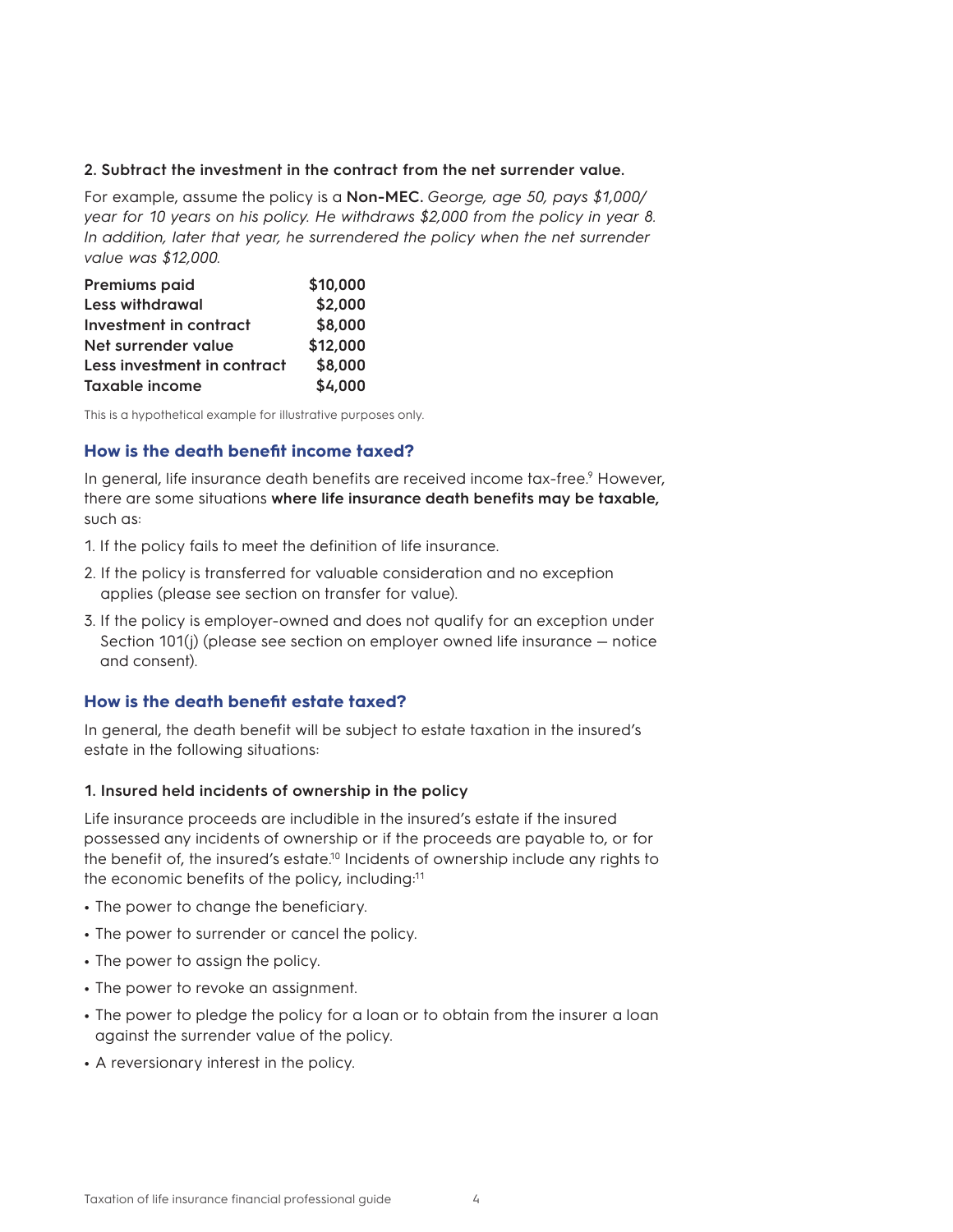**2. Subtract the investment in the contract from the net surrender value.**

For example, assume the policy is a **Non-MEC.** *George, age 50, pays $1,000/year for 10 years on his policy. He withdraws $2,000 from the policy in year 8. In addition, later that year, he surrendered the policy when the net surrender value was $12,000.*

| | |
|---|---|
| **Premiums paid** | **$10,000** |
| **Less withdrawal** | **$2,000** |
| **Investment in contract** | **$8,000** |
| **Net surrender value** | **$12,000** |
| **Less investment in contract** | **$8,000** |
| **Taxable income** | **$4,000** |

This is a hypothetical example for illustrative purposes only.

## How is the death benefit income taxed?

In general, life insurance death benefits are received income tax-free.[9] However, there are some situations **where life insurance death benefits may be taxable,** such as:

1. If the policy fails to meet the definition of life insurance.
2. If the policy is transferred for valuable consideration and no exception applies (please see section on transfer for value).
3. If the policy is employer-owned and does not qualify for an exception under Section 101(j) (please see section on employer owned life insurance — notice and consent).

## How is the death benefit estate taxed?

In general, the death benefit will be subject to estate taxation in the insured's estate in the following situations:

**1. Insured held incidents of ownership in the policy**

Life insurance proceeds are includible in the insured's estate if the insured possessed any incidents of ownership or if the proceeds are payable to, or for the benefit of, the insured's estate.[10] Incidents of ownership include any rights to the economic benefits of the policy, including:[11]

- The power to change the beneficiary.
- The power to surrender or cancel the policy.
- The power to assign the policy.
- The power to revoke an assignment.
- The power to pledge the policy for a loan or to obtain from the insurer a loan against the surrender value of the policy.
- A reversionary interest in the policy.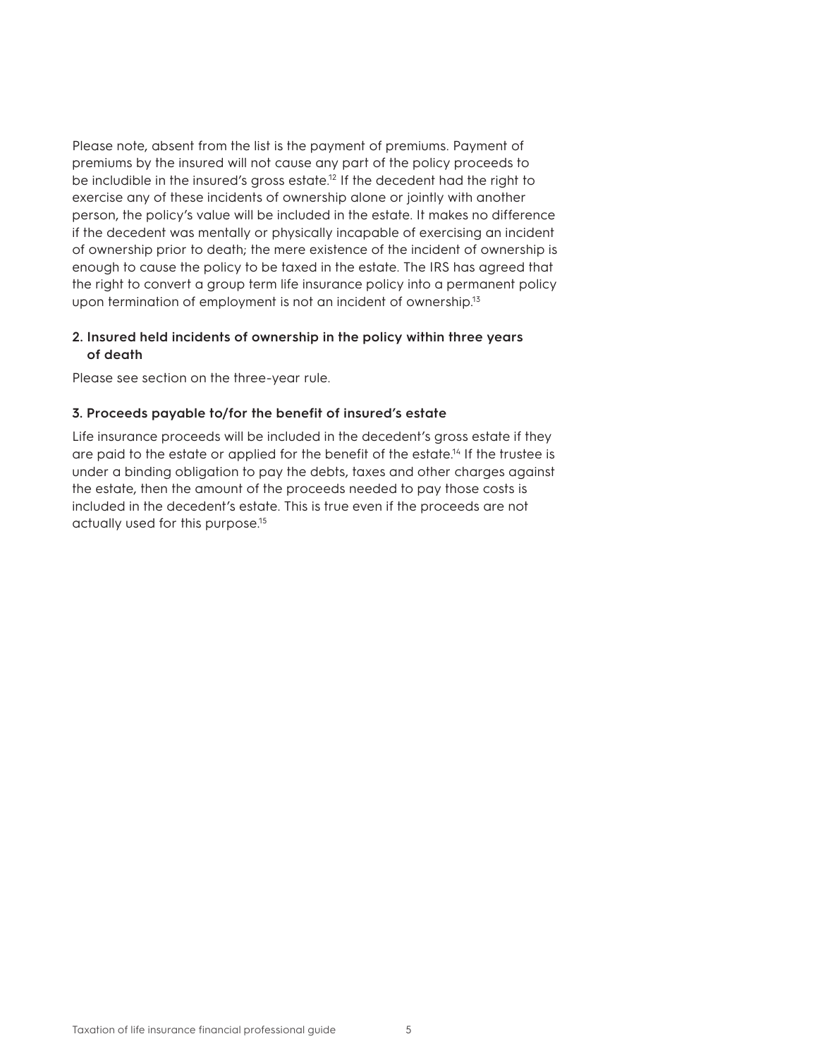Please note, absent from the list is the payment of premiums. Payment of premiums by the insured will not cause any part of the policy proceeds to be includible in the insured's gross estate.[12] If the decedent had the right to exercise any of these incidents of ownership alone or jointly with another person, the policy's value will be included in the estate. It makes no difference if the decedent was mentally or physically incapable of exercising an incident of ownership prior to death; the mere existence of the incident of ownership is enough to cause the policy to be taxed in the estate. The IRS has agreed that the right to convert a group term life insurance policy into a permanent policy upon termination of employment is not an incident of ownership.[13]

#### 2. Insured held incidents of ownership in the policy within three years of death

Please see section on the three-year rule.

#### 3. Proceeds payable to/for the benefit of insured's estate

Life insurance proceeds will be included in the decedent's gross estate if they are paid to the estate or applied for the benefit of the estate.[14] If the trustee is under a binding obligation to pay the debts, taxes and other charges against the estate, then the amount of the proceeds needed to pay those costs is included in the decedent's estate. This is true even if the proceeds are not actually used for this purpose.[15]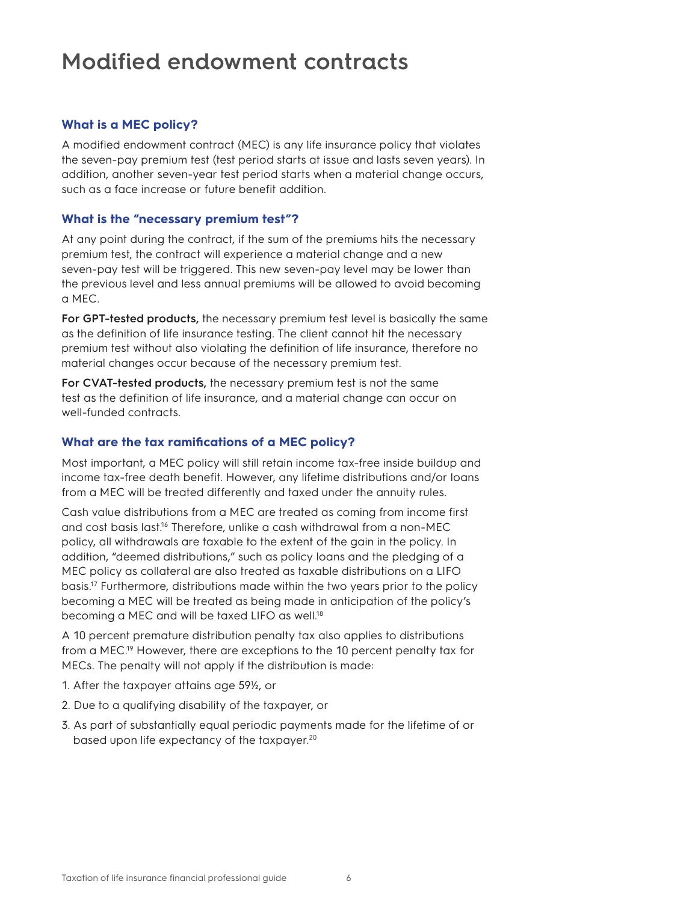# Modified endowment contracts

### What is a MEC policy?

A modified endowment contract (MEC) is any life insurance policy that violates the seven-pay premium test (test period starts at issue and lasts seven years). In addition, another seven-year test period starts when a material change occurs, such as a face increase or future benefit addition.

### What is the "necessary premium test"?

At any point during the contract, if the sum of the premiums hits the necessary premium test, the contract will experience a material change and a new seven-pay test will be triggered. This new seven-pay level may be lower than the previous level and less annual premiums will be allowed to avoid becoming a MEC.

**For GPT-tested products,** the necessary premium test level is basically the same as the definition of life insurance testing. The client cannot hit the necessary premium test without also violating the definition of life insurance, therefore no material changes occur because of the necessary premium test.

**For CVAT-tested products,** the necessary premium test is not the same test as the definition of life insurance, and a material change can occur on well-funded contracts.

### What are the tax ramifications of a MEC policy?

Most important, a MEC policy will still retain income tax-free inside buildup and income tax-free death benefit. However, any lifetime distributions and/or loans from a MEC will be treated differently and taxed under the annuity rules.

Cash value distributions from a MEC are treated as coming from income first and cost basis last.[16] Therefore, unlike a cash withdrawal from a non-MEC policy, all withdrawals are taxable to the extent of the gain in the policy. In addition, "deemed distributions," such as policy loans and the pledging of a MEC policy as collateral are also treated as taxable distributions on a LIFO basis.[17] Furthermore, distributions made within the two years prior to the policy becoming a MEC will be treated as being made in anticipation of the policy's becoming a MEC and will be taxed LIFO as well.[18]

A 10 percent premature distribution penalty tax also applies to distributions from a MEC.[19] However, there are exceptions to the 10 percent penalty tax for MECs. The penalty will not apply if the distribution is made:

1. After the taxpayer attains age 59½, or
2. Due to a qualifying disability of the taxpayer, or
3. As part of substantially equal periodic payments made for the lifetime of or based upon life expectancy of the taxpayer.[20]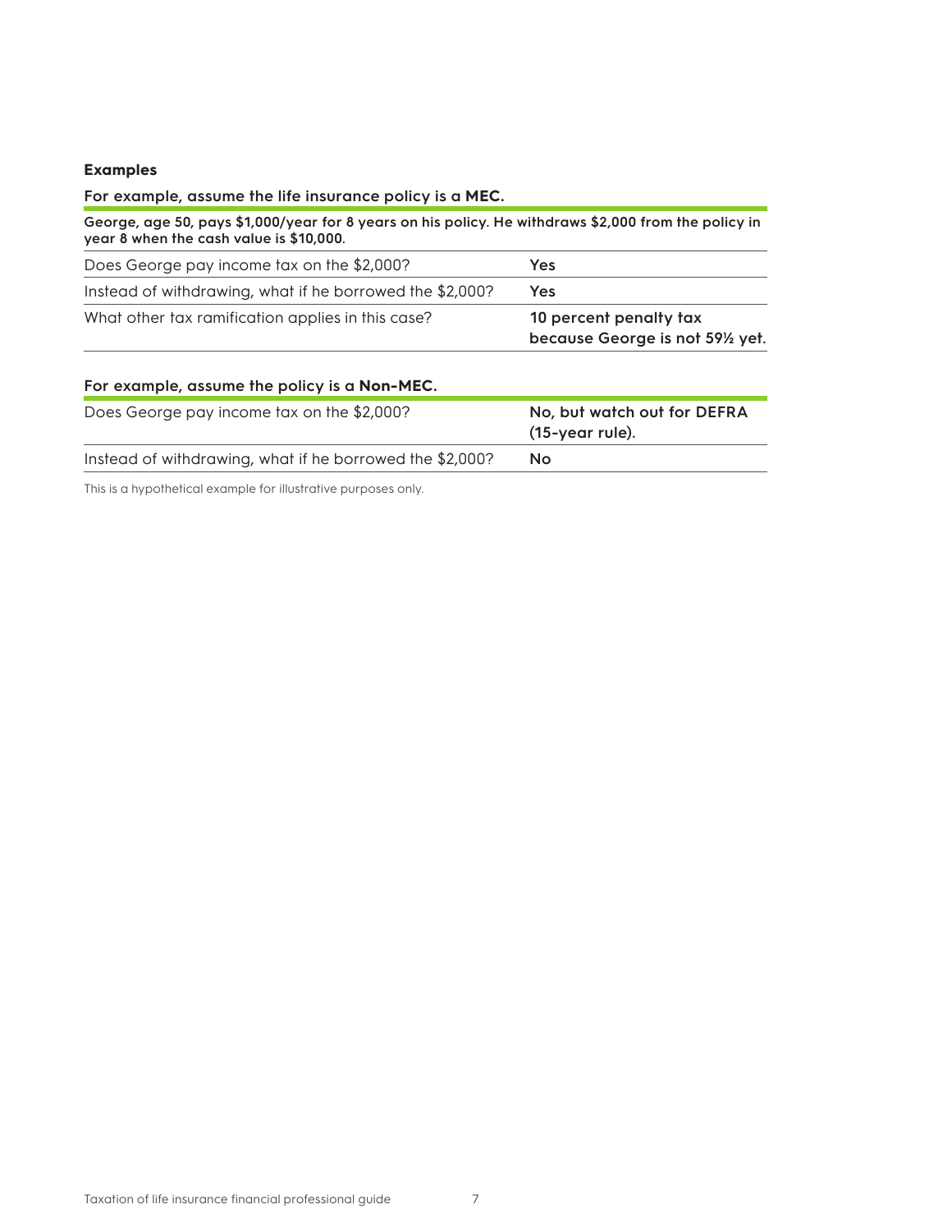### Examples

**For example, assume the life insurance policy is a MEC.**

**George, age 50, pays $1,000/year for 8 years on his policy. He withdraws $2,000 from the policy in year 8 when the cash value is $10,000.**

| | |
|---|---|
| Does George pay income tax on the $2,000? | **Yes** |
| Instead of withdrawing, what if he borrowed the $2,000? | **Yes** |
| What other tax ramification applies in this case? | **10 percent penalty tax because George is not 59½ yet.** |

**For example, assume the policy is a Non-MEC.**

| | |
|---|---|
| Does George pay income tax on the $2,000? | **No, but watch out for DEFRA (15-year rule).** |
| Instead of withdrawing, what if he borrowed the $2,000? | **No** |

This is a hypothetical example for illustrative purposes only.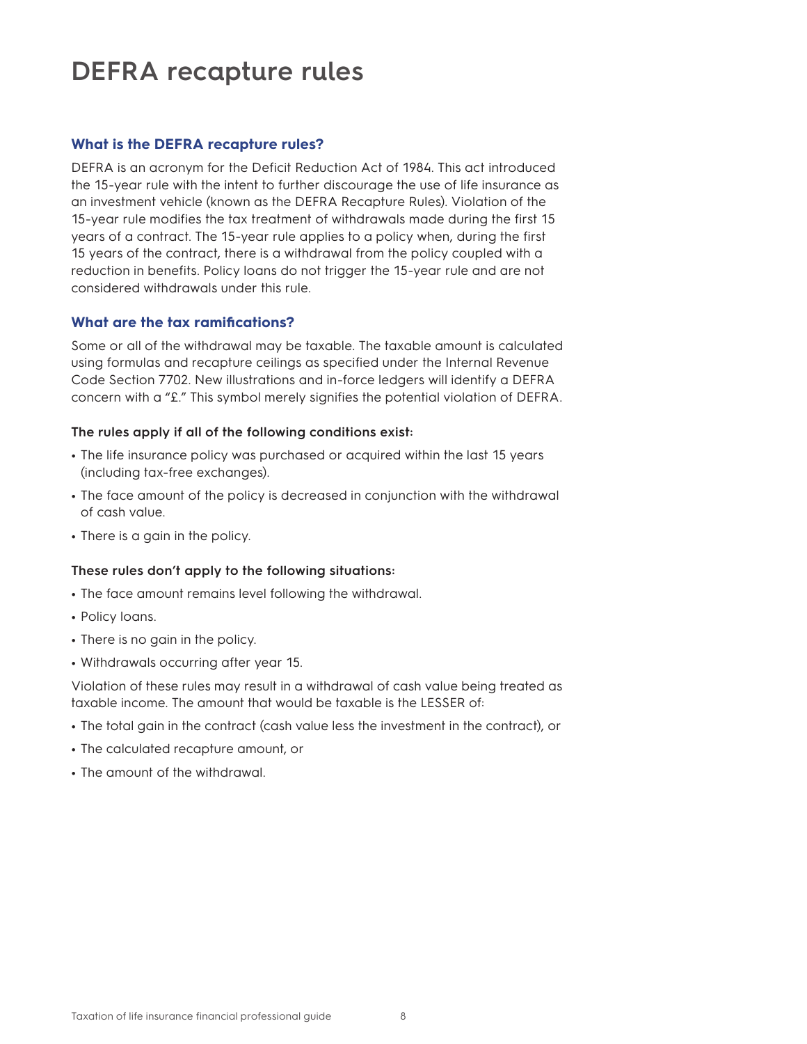# DEFRA recapture rules

### What is the DEFRA recapture rules?

DEFRA is an acronym for the Deficit Reduction Act of 1984. This act introduced the 15-year rule with the intent to further discourage the use of life insurance as an investment vehicle (known as the DEFRA Recapture Rules). Violation of the 15-year rule modifies the tax treatment of withdrawals made during the first 15 years of a contract. The 15-year rule applies to a policy when, during the first 15 years of the contract, there is a withdrawal from the policy coupled with a reduction in benefits. Policy loans do not trigger the 15-year rule and are not considered withdrawals under this rule.

### What are the tax ramifications?

Some or all of the withdrawal may be taxable. The taxable amount is calculated using formulas and recapture ceilings as specified under the Internal Revenue Code Section 7702. New illustrations and in-force ledgers will identify a DEFRA concern with a "£." This symbol merely signifies the potential violation of DEFRA.

**The rules apply if all of the following conditions exist:**

- The life insurance policy was purchased or acquired within the last 15 years (including tax-free exchanges).
- The face amount of the policy is decreased in conjunction with the withdrawal of cash value.
- There is a gain in the policy.

**These rules don't apply to the following situations:**

- The face amount remains level following the withdrawal.
- Policy loans.
- There is no gain in the policy.
- Withdrawals occurring after year 15.

Violation of these rules may result in a withdrawal of cash value being treated as taxable income. The amount that would be taxable is the LESSER of:

- The total gain in the contract (cash value less the investment in the contract), or
- The calculated recapture amount, or
- The amount of the withdrawal.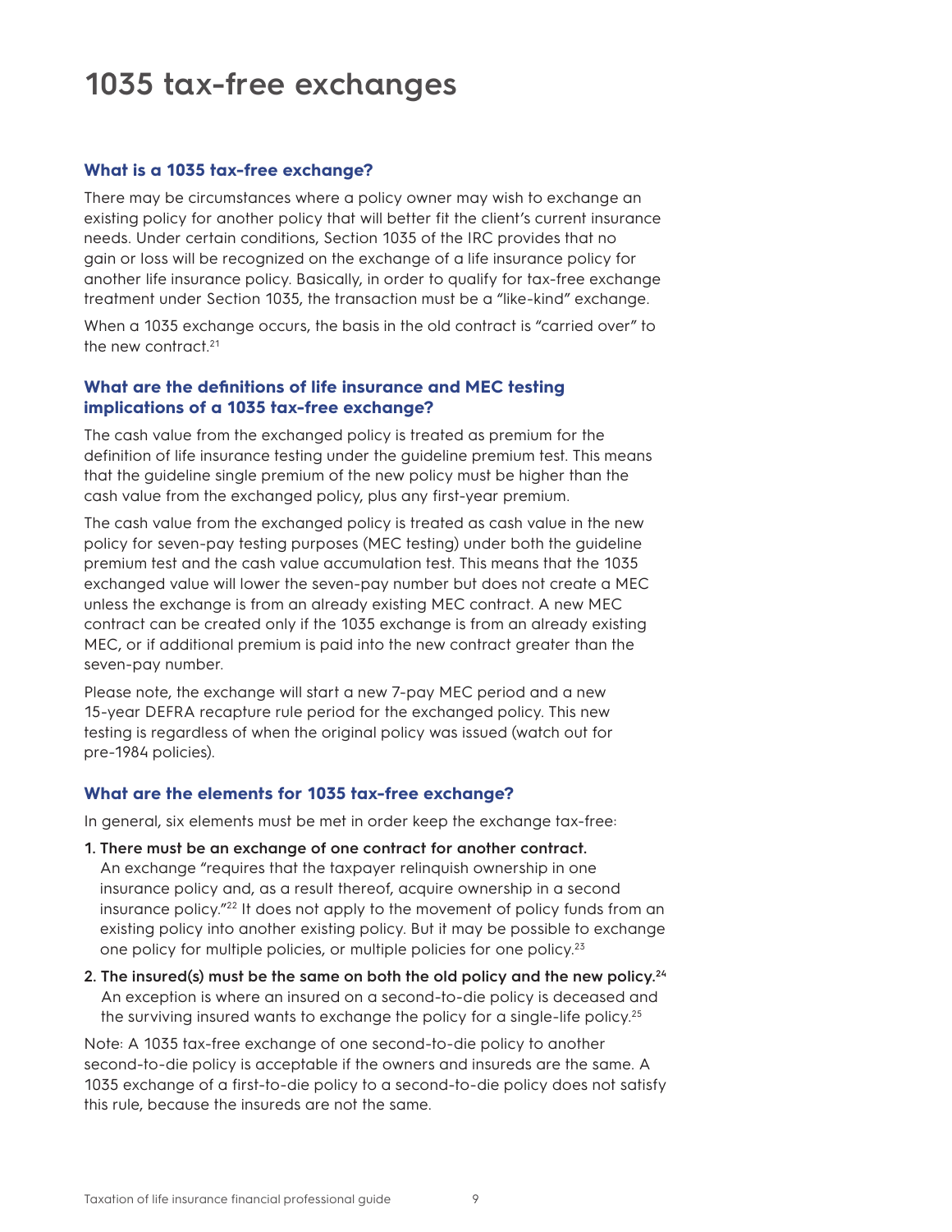# 1035 tax-free exchanges

### What is a 1035 tax-free exchange?

There may be circumstances where a policy owner may wish to exchange an existing policy for another policy that will better fit the client's current insurance needs. Under certain conditions, Section 1035 of the IRC provides that no gain or loss will be recognized on the exchange of a life insurance policy for another life insurance policy. Basically, in order to qualify for tax-free exchange treatment under Section 1035, the transaction must be a "like-kind" exchange.

When a 1035 exchange occurs, the basis in the old contract is "carried over" to the new contract.[21]

### What are the definitions of life insurance and MEC testing implications of a 1035 tax-free exchange?

The cash value from the exchanged policy is treated as premium for the definition of life insurance testing under the guideline premium test. This means that the guideline single premium of the new policy must be higher than the cash value from the exchanged policy, plus any first-year premium.

The cash value from the exchanged policy is treated as cash value in the new policy for seven-pay testing purposes (MEC testing) under both the guideline premium test and the cash value accumulation test. This means that the 1035 exchanged value will lower the seven-pay number but does not create a MEC unless the exchange is from an already existing MEC contract. A new MEC contract can be created only if the 1035 exchange is from an already existing MEC, or if additional premium is paid into the new contract greater than the seven-pay number.

Please note, the exchange will start a new 7-pay MEC period and a new 15-year DEFRA recapture rule period for the exchanged policy. This new testing is regardless of when the original policy was issued (watch out for pre-1984 policies).

### What are the elements for 1035 tax-free exchange?

In general, six elements must be met in order keep the exchange tax-free:

1. **There must be an exchange of one contract for another contract.** An exchange "requires that the taxpayer relinquish ownership in one insurance policy and, as a result thereof, acquire ownership in a second insurance policy."[22] It does not apply to the movement of policy funds from an existing policy into another existing policy. But it may be possible to exchange one policy for multiple policies, or multiple policies for one policy.[23]
2. **The insured(s) must be the same on both the old policy and the new policy.**[24] An exception is where an insured on a second-to-die policy is deceased and the surviving insured wants to exchange the policy for a single-life policy.[25]

Note: A 1035 tax-free exchange of one second-to-die policy to another second-to-die policy is acceptable if the owners and insureds are the same. A 1035 exchange of a first-to-die policy to a second-to-die policy does not satisfy this rule, because the insureds are not the same.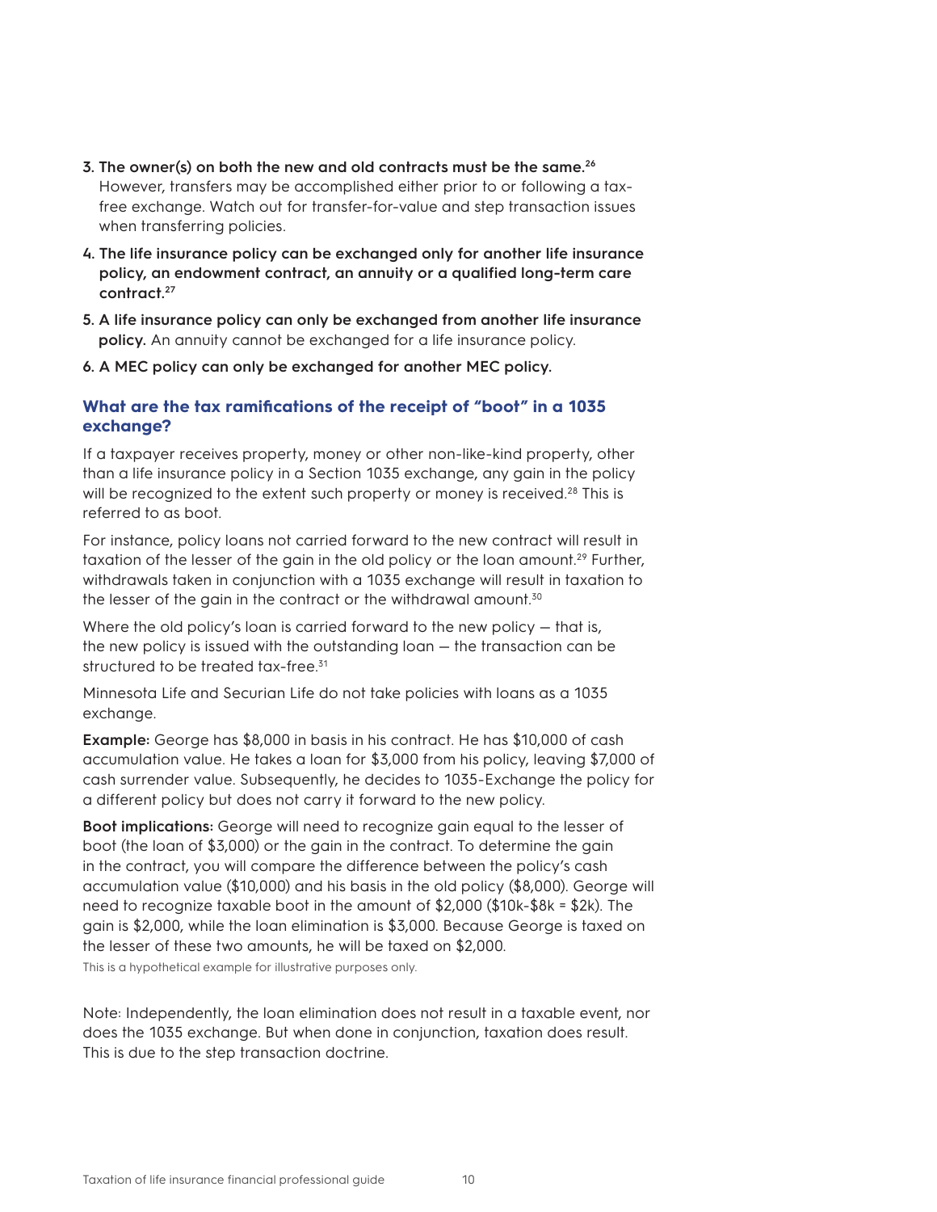3. **The owner(s) on both the new and old contracts must be the same.**[26] However, transfers may be accomplished either prior to or following a tax-free exchange. Watch out for transfer-for-value and step transaction issues when transferring policies.
4. **The life insurance policy can be exchanged only for another life insurance policy, an endowment contract, an annuity or a qualified long-term care contract.**[27]
5. **A life insurance policy can only be exchanged from another life insurance policy.** An annuity cannot be exchanged for a life insurance policy.
6. **A MEC policy can only be exchanged for another MEC policy.**

### What are the tax ramifications of the receipt of "boot" in a 1035 exchange?

If a taxpayer receives property, money or other non-like-kind property, other than a life insurance policy in a Section 1035 exchange, any gain in the policy will be recognized to the extent such property or money is received.[28] This is referred to as boot.

For instance, policy loans not carried forward to the new contract will result in taxation of the lesser of the gain in the old policy or the loan amount.[29] Further, withdrawals taken in conjunction with a 1035 exchange will result in taxation to the lesser of the gain in the contract or the withdrawal amount.[30]

Where the old policy's loan is carried forward to the new policy — that is, the new policy is issued with the outstanding loan — the transaction can be structured to be treated tax-free.[31]

Minnesota Life and Securian Life do not take policies with loans as a 1035 exchange.

**Example:** George has $8,000 in basis in his contract. He has $10,000 of cash accumulation value. He takes a loan for $3,000 from his policy, leaving $7,000 of cash surrender value. Subsequently, he decides to 1035-Exchange the policy for a different policy but does not carry it forward to the new policy.

**Boot implications:** George will need to recognize gain equal to the lesser of boot (the loan of $3,000) or the gain in the contract. To determine the gain in the contract, you will compare the difference between the policy's cash accumulation value ($10,000) and his basis in the old policy ($8,000). George will need to recognize taxable boot in the amount of $2,000 ($10k-$8k = $2k). The gain is $2,000, while the loan elimination is $3,000. Because George is taxed on the lesser of these two amounts, he will be taxed on $2,000.

This is a hypothetical example for illustrative purposes only.

Note: Independently, the loan elimination does not result in a taxable event, nor does the 1035 exchange. But when done in conjunction, taxation does result. This is due to the step transaction doctrine.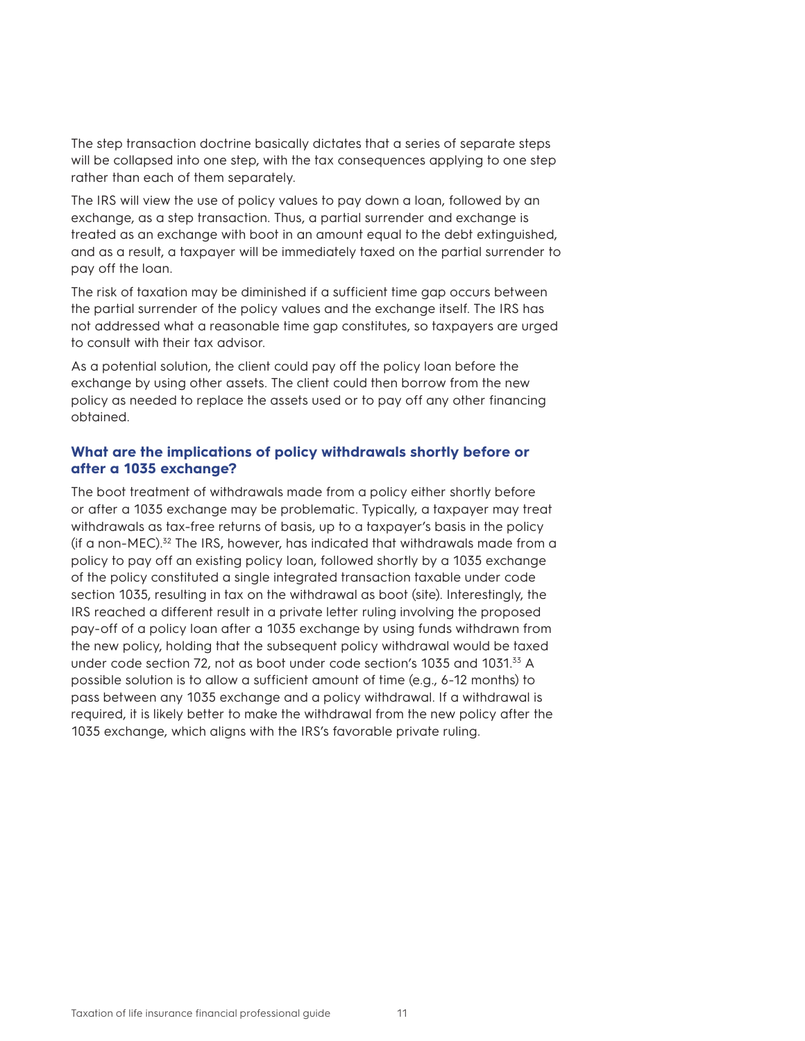The step transaction doctrine basically dictates that a series of separate steps will be collapsed into one step, with the tax consequences applying to one step rather than each of them separately.

The IRS will view the use of policy values to pay down a loan, followed by an exchange, as a step transaction. Thus, a partial surrender and exchange is treated as an exchange with boot in an amount equal to the debt extinguished, and as a result, a taxpayer will be immediately taxed on the partial surrender to pay off the loan.

The risk of taxation may be diminished if a sufficient time gap occurs between the partial surrender of the policy values and the exchange itself. The IRS has not addressed what a reasonable time gap constitutes, so taxpayers are urged to consult with their tax advisor.

As a potential solution, the client could pay off the policy loan before the exchange by using other assets. The client could then borrow from the new policy as needed to replace the assets used or to pay off any other financing obtained.

### What are the implications of policy withdrawals shortly before or after a 1035 exchange?

The boot treatment of withdrawals made from a policy either shortly before or after a 1035 exchange may be problematic. Typically, a taxpayer may treat withdrawals as tax-free returns of basis, up to a taxpayer's basis in the policy (if a non-MEC).[32] The IRS, however, has indicated that withdrawals made from a policy to pay off an existing policy loan, followed shortly by a 1035 exchange of the policy constituted a single integrated transaction taxable under code section 1035, resulting in tax on the withdrawal as boot (site). Interestingly, the IRS reached a different result in a private letter ruling involving the proposed pay-off of a policy loan after a 1035 exchange by using funds withdrawn from the new policy, holding that the subsequent policy withdrawal would be taxed under code section 72, not as boot under code section's 1035 and 1031.[33] A possible solution is to allow a sufficient amount of time (e.g., 6-12 months) to pass between any 1035 exchange and a policy withdrawal. If a withdrawal is required, it is likely better to make the withdrawal from the new policy after the 1035 exchange, which aligns with the IRS's favorable private ruling.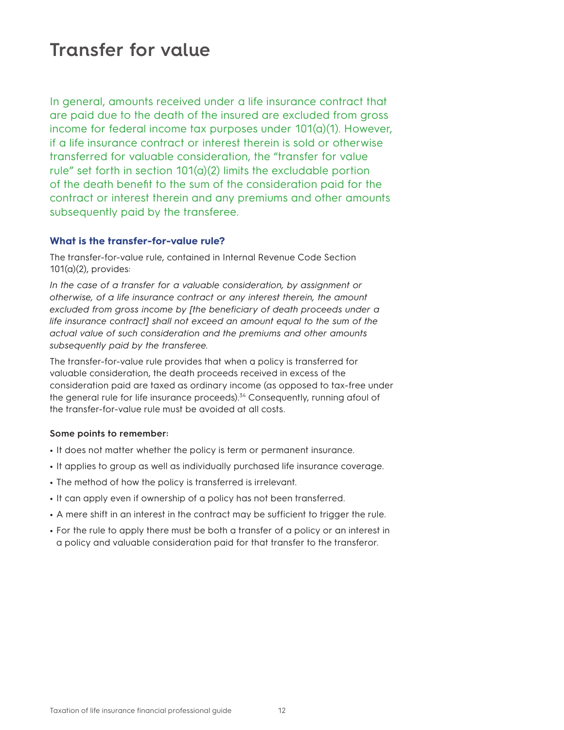# Transfer for value

In general, amounts received under a life insurance contract that are paid due to the death of the insured are excluded from gross income for federal income tax purposes under 101(a)(1). However, if a life insurance contract or interest therein is sold or otherwise transferred for valuable consideration, the "transfer for value rule" set forth in section 101(a)(2) limits the excludable portion of the death benefit to the sum of the consideration paid for the contract or interest therein and any premiums and other amounts subsequently paid by the transferee.

### What is the transfer-for-value rule?

The transfer-for-value rule, contained in Internal Revenue Code Section 101(a)(2), provides:

*In the case of a transfer for a valuable consideration, by assignment or otherwise, of a life insurance contract or any interest therein, the amount excluded from gross income by [the beneficiary of death proceeds under a life insurance contract] shall not exceed an amount equal to the sum of the actual value of such consideration and the premiums and other amounts subsequently paid by the transferee.*

The transfer-for-value rule provides that when a policy is transferred for valuable consideration, the death proceeds received in excess of the consideration paid are taxed as ordinary income (as opposed to tax-free under the general rule for life insurance proceeds).[34] Consequently, running afoul of the transfer-for-value rule must be avoided at all costs.

**Some points to remember:**

- It does not matter whether the policy is term or permanent insurance.
- It applies to group as well as individually purchased life insurance coverage.
- The method of how the policy is transferred is irrelevant.
- It can apply even if ownership of a policy has not been transferred.
- A mere shift in an interest in the contract may be sufficient to trigger the rule.
- For the rule to apply there must be both a transfer of a policy or an interest in a policy and valuable consideration paid for that transfer to the transferor.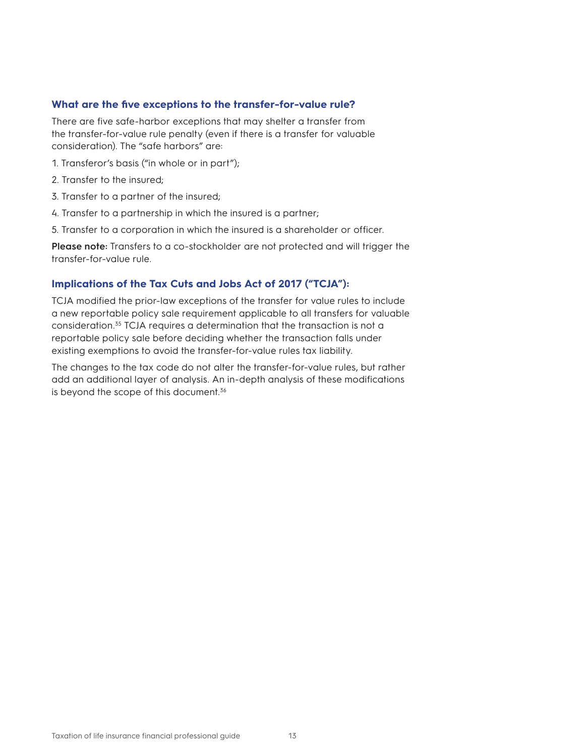### What are the five exceptions to the transfer-for-value rule?

There are five safe-harbor exceptions that may shelter a transfer from the transfer-for-value rule penalty (even if there is a transfer for valuable consideration). The "safe harbors" are:

1. Transferor's basis ("in whole or in part");
2. Transfer to the insured;
3. Transfer to a partner of the insured;
4. Transfer to a partnership in which the insured is a partner;
5. Transfer to a corporation in which the insured is a shareholder or officer.

**Please note:** Transfers to a co-stockholder are not protected and will trigger the transfer-for-value rule.

### Implications of the Tax Cuts and Jobs Act of 2017 ("TCJA"):

TCJA modified the prior-law exceptions of the transfer for value rules to include a new reportable policy sale requirement applicable to all transfers for valuable consideration.[35] TCJA requires a determination that the transaction is not a reportable policy sale before deciding whether the transaction falls under existing exemptions to avoid the transfer-for-value rules tax liability.

The changes to the tax code do not alter the transfer-for-value rules, but rather add an additional layer of analysis. An in-depth analysis of these modifications is beyond the scope of this document.[36]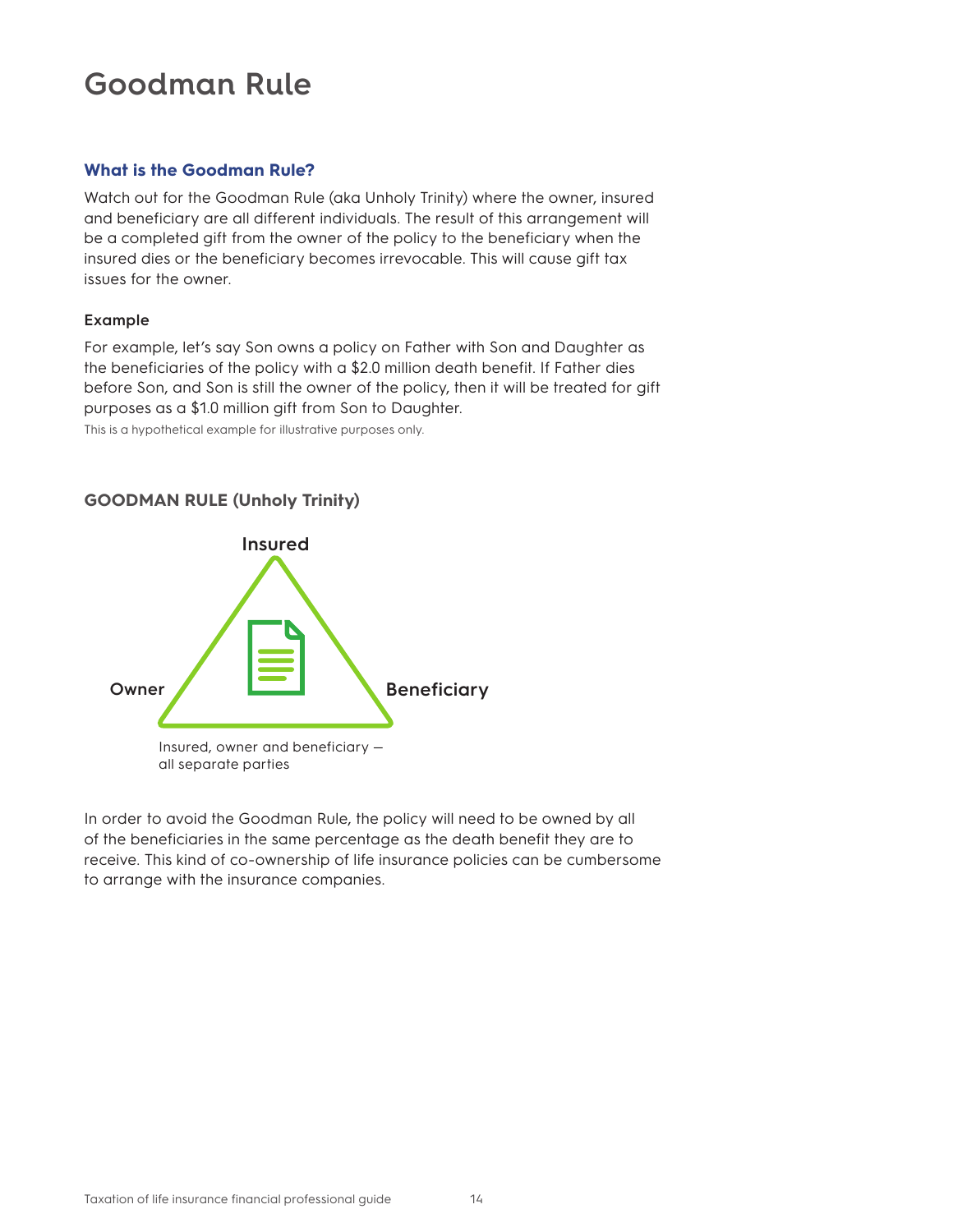# Goodman Rule

### What is the Goodman Rule?

Watch out for the Goodman Rule (aka Unholy Trinity) where the owner, insured and beneficiary are all different individuals. The result of this arrangement will be a completed gift from the owner of the policy to the beneficiary when the insured dies or the beneficiary becomes irrevocable. This will cause gift tax issues for the owner.

#### Example

For example, let's say Son owns a policy on Father with Son and Daughter as the beneficiaries of the policy with a $2.0 million death benefit. If Father dies before Son, and Son is still the owner of the policy, then it will be treated for gift purposes as a $1.0 million gift from Son to Daughter.

This is a hypothetical example for illustrative purposes only.

**GOODMAN RULE (Unholy Trinity)**

Insured

Owner

Beneficiary

Insured, owner and beneficiary — all separate parties

In order to avoid the Goodman Rule, the policy will need to be owned by all of the beneficiaries in the same percentage as the death benefit they are to receive. This kind of co-ownership of life insurance policies can be cumbersome to arrange with the insurance companies.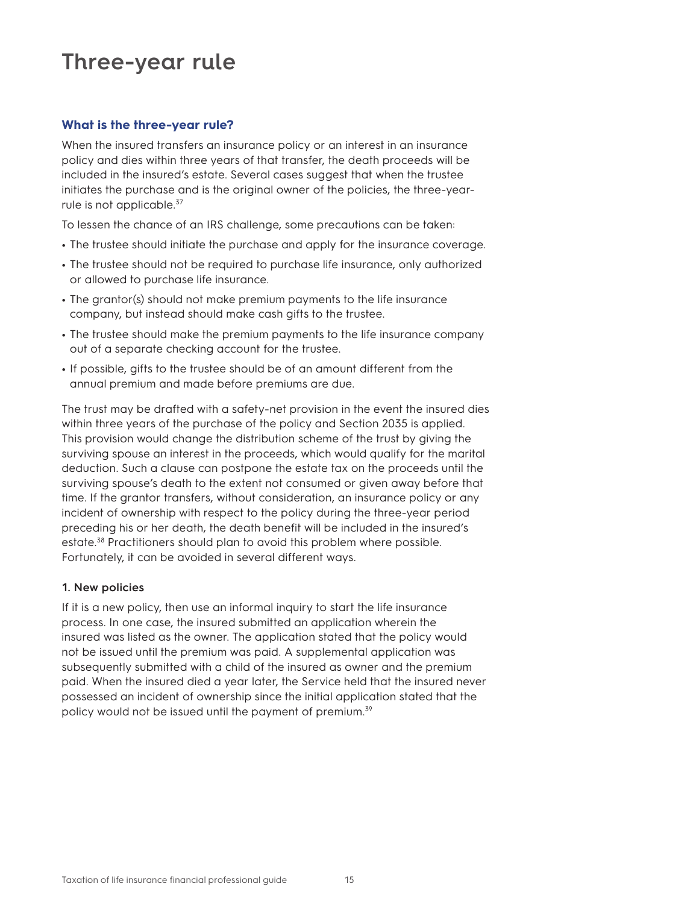# Three-year rule

### What is the three-year rule?

When the insured transfers an insurance policy or an interest in an insurance policy and dies within three years of that transfer, the death proceeds will be included in the insured's estate. Several cases suggest that when the trustee initiates the purchase and is the original owner of the policies, the three-year-rule is not applicable.[37]

To lessen the chance of an IRS challenge, some precautions can be taken:

- The trustee should initiate the purchase and apply for the insurance coverage.
- The trustee should not be required to purchase life insurance, only authorized or allowed to purchase life insurance.
- The grantor(s) should not make premium payments to the life insurance company, but instead should make cash gifts to the trustee.
- The trustee should make the premium payments to the life insurance company out of a separate checking account for the trustee.
- If possible, gifts to the trustee should be of an amount different from the annual premium and made before premiums are due.

The trust may be drafted with a safety-net provision in the event the insured dies within three years of the purchase of the policy and Section 2035 is applied. This provision would change the distribution scheme of the trust by giving the surviving spouse an interest in the proceeds, which would qualify for the marital deduction. Such a clause can postpone the estate tax on the proceeds until the surviving spouse's death to the extent not consumed or given away before that time. If the grantor transfers, without consideration, an insurance policy or any incident of ownership with respect to the policy during the three-year period preceding his or her death, the death benefit will be included in the insured's estate.[38] Practitioners should plan to avoid this problem where possible. Fortunately, it can be avoided in several different ways.

#### 1. New policies

If it is a new policy, then use an informal inquiry to start the life insurance process. In one case, the insured submitted an application wherein the insured was listed as the owner. The application stated that the policy would not be issued until the premium was paid. A supplemental application was subsequently submitted with a child of the insured as owner and the premium paid. When the insured died a year later, the Service held that the insured never possessed an incident of ownership since the initial application stated that the policy would not be issued until the payment of premium.[39]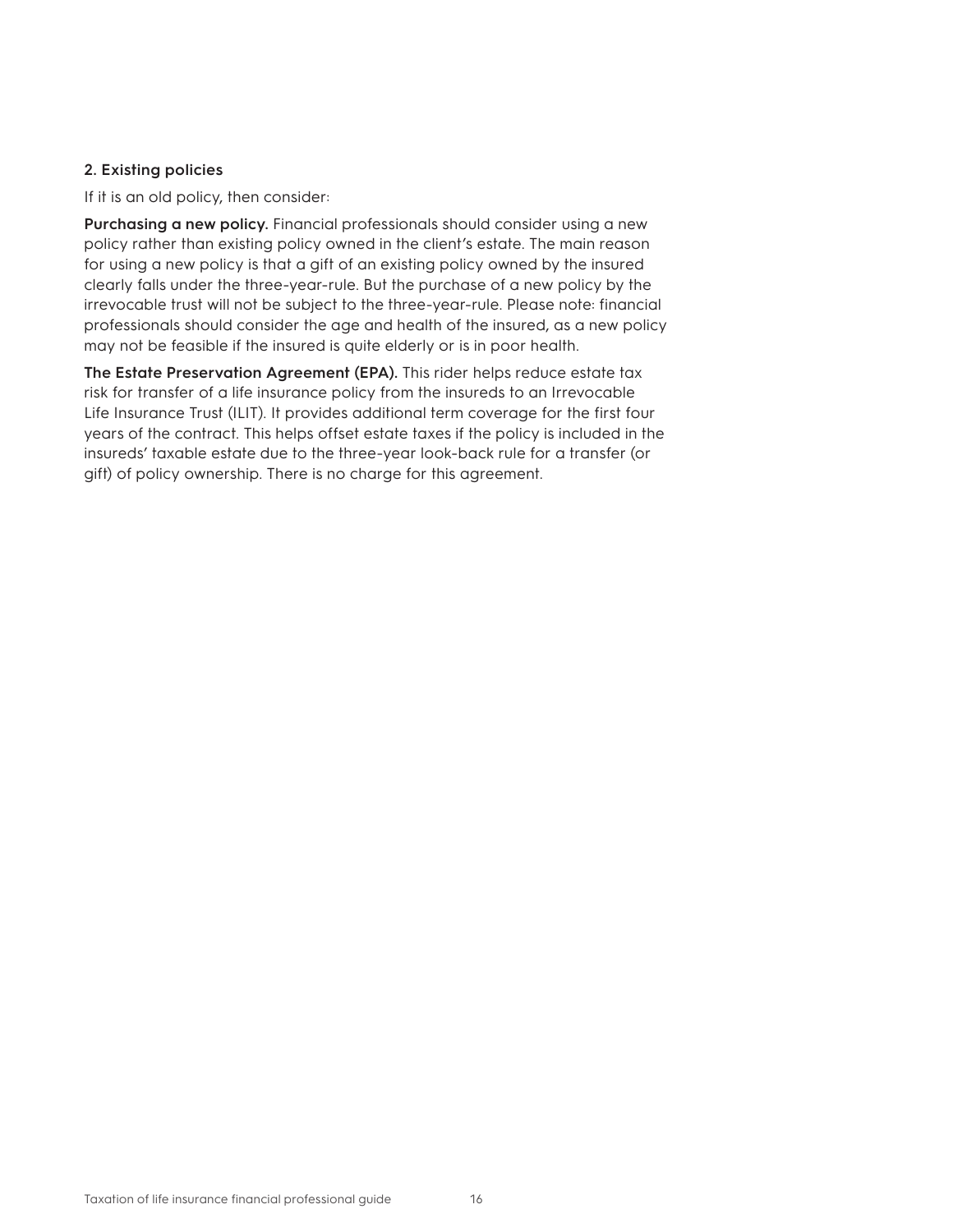### 2. Existing policies

If it is an old policy, then consider:

**Purchasing a new policy.** Financial professionals should consider using a new policy rather than existing policy owned in the client's estate. The main reason for using a new policy is that a gift of an existing policy owned by the insured clearly falls under the three-year-rule. But the purchase of a new policy by the irrevocable trust will not be subject to the three-year-rule. Please note: financial professionals should consider the age and health of the insured, as a new policy may not be feasible if the insured is quite elderly or is in poor health.

**The Estate Preservation Agreement (EPA).** This rider helps reduce estate tax risk for transfer of a life insurance policy from the insureds to an Irrevocable Life Insurance Trust (ILIT). It provides additional term coverage for the first four years of the contract. This helps offset estate taxes if the policy is included in the insureds' taxable estate due to the three-year look-back rule for a transfer (or gift) of policy ownership. There is no charge for this agreement.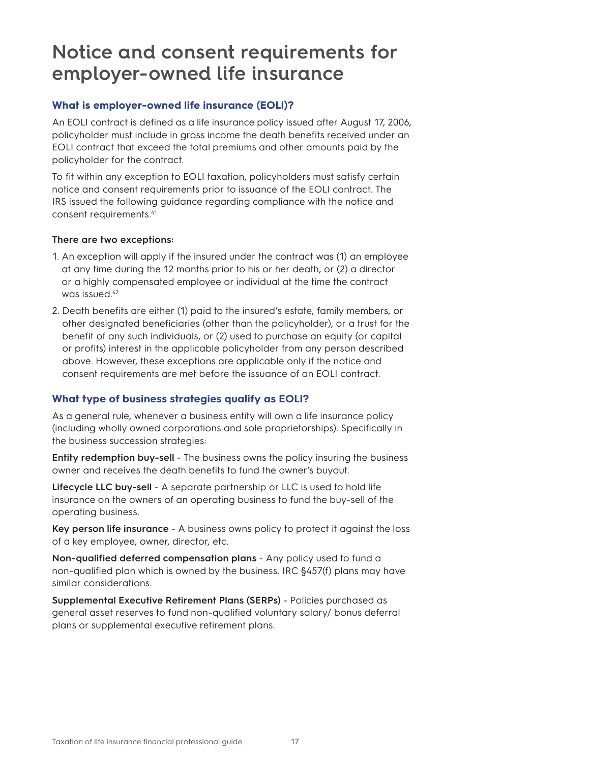# Notice and consent requirements for employer-owned life insurance

### What is employer-owned life insurance (EOLI)?

An EOLI contract is defined as a life insurance policy issued after August 17, 2006, policyholder must include in gross income the death benefits received under an EOLI contract that exceed the total premiums and other amounts paid by the policyholder for the contract.

To fit within any exception to EOLI taxation, policyholders must satisfy certain notice and consent requirements prior to issuance of the EOLI contract. The IRS issued the following guidance regarding compliance with the notice and consent requirements.[41]

**There are two exceptions:**

1. An exception will apply if the insured under the contract was (1) an employee at any time during the 12 months prior to his or her death, or (2) a director or a highly compensated employee or individual at the time the contract was issued.[42]
2. Death benefits are either (1) paid to the insured's estate, family members, or other designated beneficiaries (other than the policyholder), or a trust for the benefit of any such individuals, or (2) used to purchase an equity (or capital or profits) interest in the applicable policyholder from any person described above. However, these exceptions are applicable only if the notice and consent requirements are met before the issuance of an EOLI contract.

### What type of business strategies qualify as EOLI?

As a general rule, whenever a business entity will own a life insurance policy (including wholly owned corporations and sole proprietorships). Specifically in the business succession strategies:

**Entity redemption buy-sell** - The business owns the policy insuring the business owner and receives the death benefits to fund the owner's buyout.

**Lifecycle LLC buy-sell** - A separate partnership or LLC is used to hold life insurance on the owners of an operating business to fund the buy-sell of the operating business.

**Key person life insurance** - A business owns policy to protect it against the loss of a key employee, owner, director, etc.

**Non-qualified deferred compensation plans** - Any policy used to fund a non-qualified plan which is owned by the business. IRC §457(f) plans may have similar considerations.

**Supplemental Executive Retirement Plans (SERPs)** - Policies purchased as general asset reserves to fund non-qualified voluntary salary/ bonus deferral plans or supplemental executive retirement plans.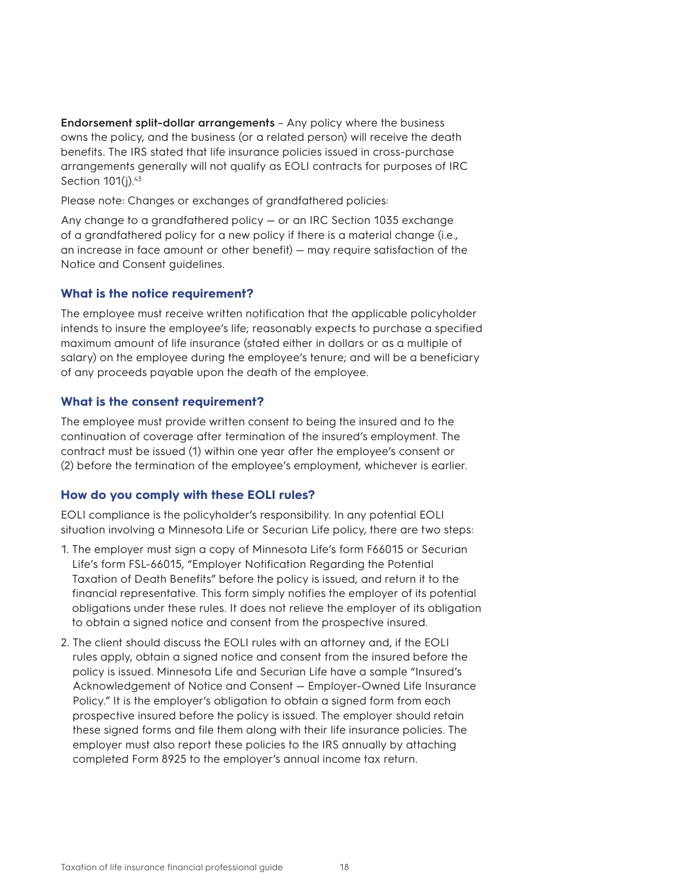**Endorsement split-dollar arrangements** - Any policy where the business owns the policy, and the business (or a related person) will receive the death benefits. The IRS stated that life insurance policies issued in cross-purchase arrangements generally will not qualify as EOLI contracts for purposes of IRC Section 101(j).[43]

Please note: Changes or exchanges of grandfathered policies:

Any change to a grandfathered policy — or an IRC Section 1035 exchange of a grandfathered policy for a new policy if there is a material change (i.e., an increase in face amount or other benefit) — may require satisfaction of the Notice and Consent guidelines.

### What is the notice requirement?

The employee must receive written notification that the applicable policyholder intends to insure the employee's life; reasonably expects to purchase a specified maximum amount of life insurance (stated either in dollars or as a multiple of salary) on the employee during the employee's tenure; and will be a beneficiary of any proceeds payable upon the death of the employee.

### What is the consent requirement?

The employee must provide written consent to being the insured and to the continuation of coverage after termination of the insured's employment. The contract must be issued (1) within one year after the employee's consent or (2) before the termination of the employee's employment, whichever is earlier.

### How do you comply with these EOLI rules?

EOLI compliance is the policyholder's responsibility. In any potential EOLI situation involving a Minnesota Life or Securian Life policy, there are two steps:

1. The employer must sign a copy of Minnesota Life's form F66015 or Securian Life's form FSL-66015, "Employer Notification Regarding the Potential Taxation of Death Benefits" before the policy is issued, and return it to the financial representative. This form simply notifies the employer of its potential obligations under these rules. It does not relieve the employer of its obligation to obtain a signed notice and consent from the prospective insured.
2. The client should discuss the EOLI rules with an attorney and, if the EOLI rules apply, obtain a signed notice and consent from the insured before the policy is issued. Minnesota Life and Securian Life have a sample "Insured's Acknowledgement of Notice and Consent — Employer-Owned Life Insurance Policy." It is the employer's obligation to obtain a signed form from each prospective insured before the policy is issued. The employer should retain these signed forms and file them along with their life insurance policies. The employer must also report these policies to the IRS annually by attaching completed Form 8925 to the employer's annual income tax return.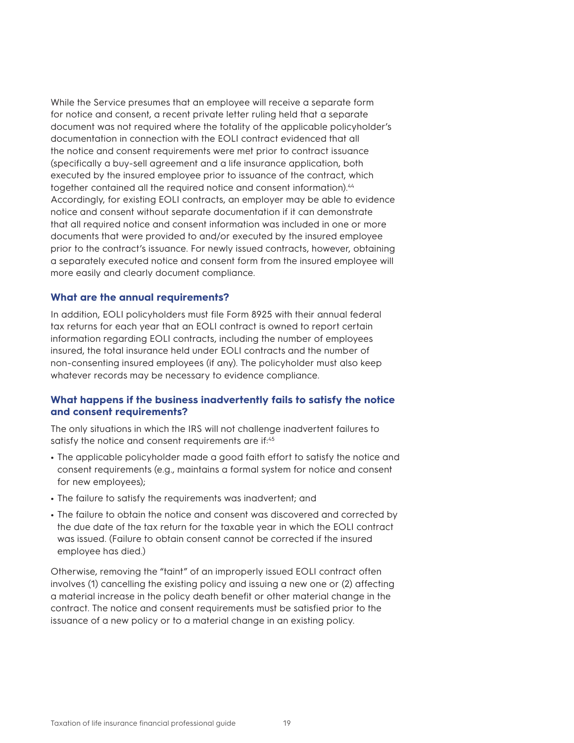While the Service presumes that an employee will receive a separate form for notice and consent, a recent private letter ruling held that a separate document was not required where the totality of the applicable policyholder's documentation in connection with the EOLI contract evidenced that all the notice and consent requirements were met prior to contract issuance (specifically a buy-sell agreement and a life insurance application, both executed by the insured employee prior to issuance of the contract, which together contained all the required notice and consent information).[44] Accordingly, for existing EOLI contracts, an employer may be able to evidence notice and consent without separate documentation if it can demonstrate that all required notice and consent information was included in one or more documents that were provided to and/or executed by the insured employee prior to the contract's issuance. For newly issued contracts, however, obtaining a separately executed notice and consent form from the insured employee will more easily and clearly document compliance.

### What are the annual requirements?

In addition, EOLI policyholders must file Form 8925 with their annual federal tax returns for each year that an EOLI contract is owned to report certain information regarding EOLI contracts, including the number of employees insured, the total insurance held under EOLI contracts and the number of non-consenting insured employees (if any). The policyholder must also keep whatever records may be necessary to evidence compliance.

### What happens if the business inadvertently fails to satisfy the notice and consent requirements?

The only situations in which the IRS will not challenge inadvertent failures to satisfy the notice and consent requirements are if:[45]

- The applicable policyholder made a good faith effort to satisfy the notice and consent requirements (e.g., maintains a formal system for notice and consent for new employees);
- The failure to satisfy the requirements was inadvertent; and
- The failure to obtain the notice and consent was discovered and corrected by the due date of the tax return for the taxable year in which the EOLI contract was issued. (Failure to obtain consent cannot be corrected if the insured employee has died.)

Otherwise, removing the "taint" of an improperly issued EOLI contract often involves (1) cancelling the existing policy and issuing a new one or (2) affecting a material increase in the policy death benefit or other material change in the contract. The notice and consent requirements must be satisfied prior to the issuance of a new policy or to a material change in an existing policy.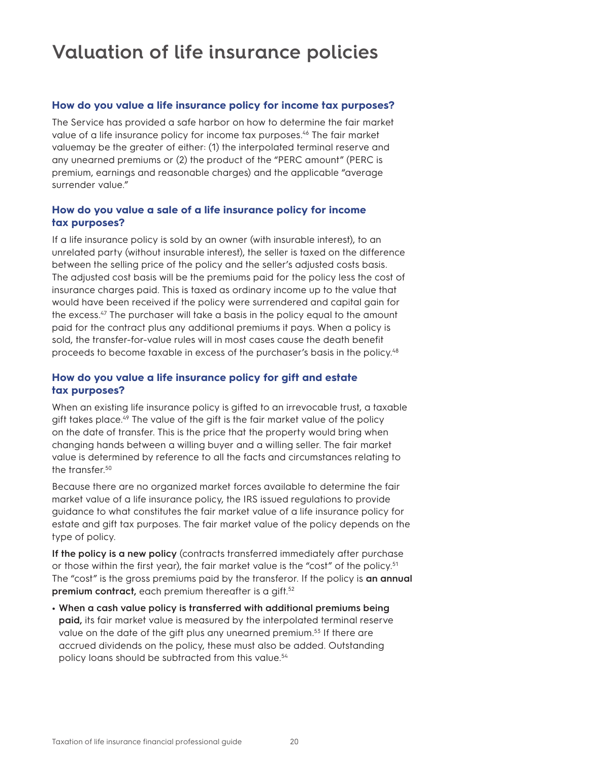# Valuation of life insurance policies

### How do you value a life insurance policy for income tax purposes?

The Service has provided a safe harbor on how to determine the fair market value of a life insurance policy for income tax purposes.[46] The fair market valuemay be the greater of either: (1) the interpolated terminal reserve and any unearned premiums or (2) the product of the "PERC amount" (PERC is premium, earnings and reasonable charges) and the applicable "average surrender value."

### How do you value a sale of a life insurance policy for income tax purposes?

If a life insurance policy is sold by an owner (with insurable interest), to an unrelated party (without insurable interest), the seller is taxed on the difference between the selling price of the policy and the seller's adjusted costs basis. The adjusted cost basis will be the premiums paid for the policy less the cost of insurance charges paid. This is taxed as ordinary income up to the value that would have been received if the policy were surrendered and capital gain for the excess.[47] The purchaser will take a basis in the policy equal to the amount paid for the contract plus any additional premiums it pays. When a policy is sold, the transfer-for-value rules will in most cases cause the death benefit proceeds to become taxable in excess of the purchaser's basis in the policy.[48]

### How do you value a life insurance policy for gift and estate tax purposes?

When an existing life insurance policy is gifted to an irrevocable trust, a taxable gift takes place.[49] The value of the gift is the fair market value of the policy on the date of transfer. This is the price that the property would bring when changing hands between a willing buyer and a willing seller. The fair market value is determined by reference to all the facts and circumstances relating to the transfer.[50]

Because there are no organized market forces available to determine the fair market value of a life insurance policy, the IRS issued regulations to provide guidance to what constitutes the fair market value of a life insurance policy for estate and gift tax purposes. The fair market value of the policy depends on the type of policy.

**If the policy is a new policy** (contracts transferred immediately after purchase or those within the first year), the fair market value is the "cost" of the policy.[51] The "cost" is the gross premiums paid by the transferor. If the policy is **an annual premium contract,** each premium thereafter is a gift.[52]

- **When a cash value policy is transferred with additional premiums being paid,** its fair market value is measured by the interpolated terminal reserve value on the date of the gift plus any unearned premium.[53] If there are accrued dividends on the policy, these must also be added. Outstanding policy loans should be subtracted from this value.[54]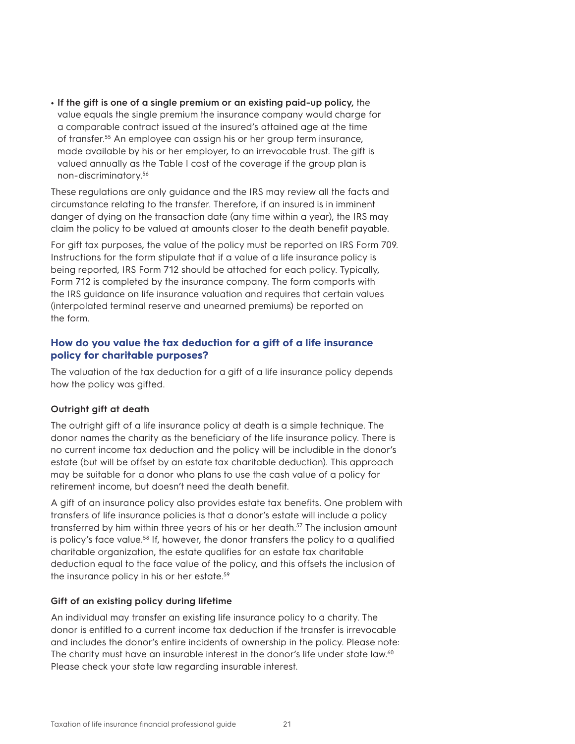- **If the gift is one of a single premium or an existing paid-up policy,** the value equals the single premium the insurance company would charge for a comparable contract issued at the insured's attained age at the time of transfer.[55] An employee can assign his or her group term insurance, made available by his or her employer, to an irrevocable trust. The gift is valued annually as the Table I cost of the coverage if the group plan is non-discriminatory.[56]

These regulations are only guidance and the IRS may review all the facts and circumstance relating to the transfer. Therefore, if an insured is in imminent danger of dying on the transaction date (any time within a year), the IRS may claim the policy to be valued at amounts closer to the death benefit payable.

For gift tax purposes, the value of the policy must be reported on IRS Form 709. Instructions for the form stipulate that if a value of a life insurance policy is being reported, IRS Form 712 should be attached for each policy. Typically, Form 712 is completed by the insurance company. The form comports with the IRS guidance on life insurance valuation and requires that certain values (interpolated terminal reserve and unearned premiums) be reported on the form.

## How do you value the tax deduction for a gift of a life insurance policy for charitable purposes?

The valuation of the tax deduction for a gift of a life insurance policy depends how the policy was gifted.

### Outright gift at death

The outright gift of a life insurance policy at death is a simple technique. The donor names the charity as the beneficiary of the life insurance policy. There is no current income tax deduction and the policy will be includible in the donor's estate (but will be offset by an estate tax charitable deduction). This approach may be suitable for a donor who plans to use the cash value of a policy for retirement income, but doesn't need the death benefit.

A gift of an insurance policy also provides estate tax benefits. One problem with transfers of life insurance policies is that a donor's estate will include a policy transferred by him within three years of his or her death.[57] The inclusion amount is policy's face value.[58] If, however, the donor transfers the policy to a qualified charitable organization, the estate qualifies for an estate tax charitable deduction equal to the face value of the policy, and this offsets the inclusion of the insurance policy in his or her estate.[59]

### Gift of an existing policy during lifetime

An individual may transfer an existing life insurance policy to a charity. The donor is entitled to a current income tax deduction if the transfer is irrevocable and includes the donor's entire incidents of ownership in the policy. Please note: The charity must have an insurable interest in the donor's life under state law.[60] Please check your state law regarding insurable interest.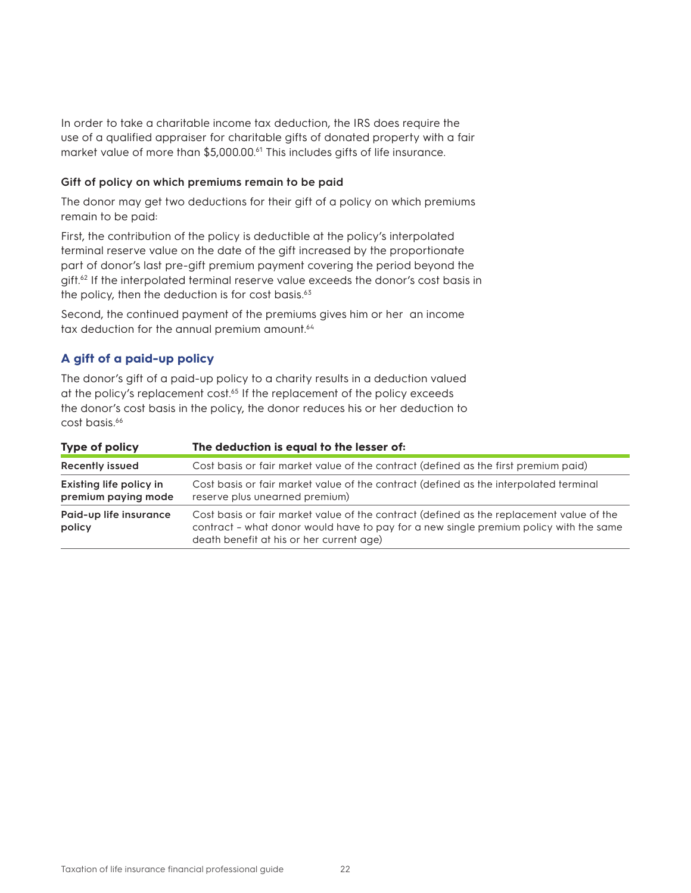In order to take a charitable income tax deduction, the IRS does require the use of a qualified appraiser for charitable gifts of donated property with a fair market value of more than $5,000.00.[61] This includes gifts of life insurance.

#### Gift of policy on which premiums remain to be paid

The donor may get two deductions for their gift of a policy on which premiums remain to be paid:

First, the contribution of the policy is deductible at the policy's interpolated terminal reserve value on the date of the gift increased by the proportionate part of donor's last pre-gift premium payment covering the period beyond the gift.[62] If the interpolated terminal reserve value exceeds the donor's cost basis in the policy, then the deduction is for cost basis.[63]

Second, the continued payment of the premiums gives him or her  an income tax deduction for the annual premium amount.[64]

### A gift of a paid-up policy

The donor's gift of a paid-up policy to a charity results in a deduction valued at the policy's replacement cost.[65] If the replacement of the policy exceeds the donor's cost basis in the policy, the donor reduces his or her deduction to cost basis.[66]

| Type of policy | The deduction is equal to the lesser of: |
|---|---|
| **Recently issued** | Cost basis or fair market value of the contract (defined as the first premium paid) |
| **Existing life policy in premium paying mode** | Cost basis or fair market value of the contract (defined as the interpolated terminal reserve plus unearned premium) |
| **Paid-up life insurance policy** | Cost basis or fair market value of the contract (defined as the replacement value of the contract – what donor would have to pay for a new single premium policy with the same death benefit at his or her current age) |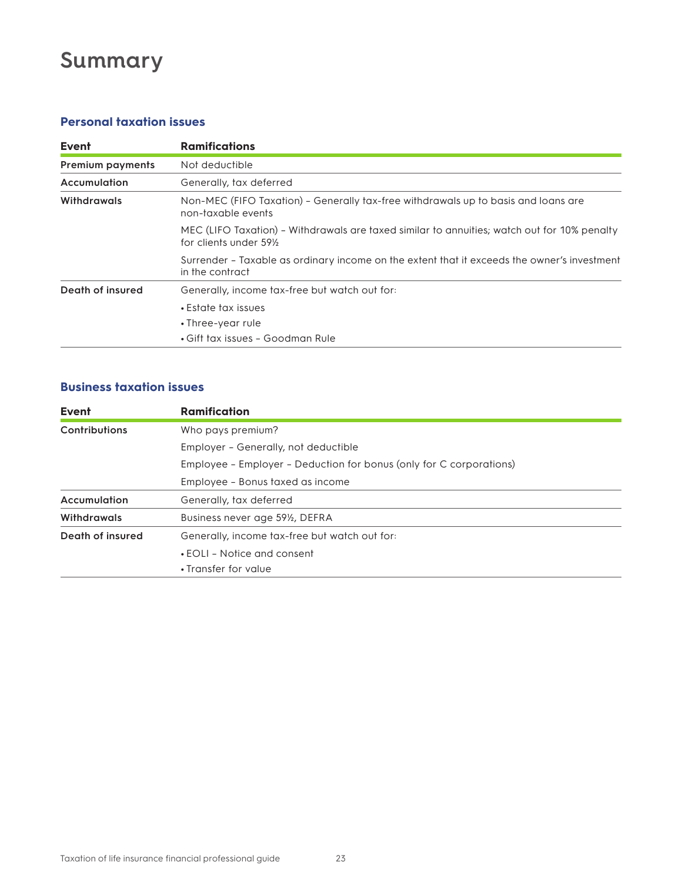# Summary

### Personal taxation issues

| Event | Ramifications |
|---|---|
| **Premium payments** | Not deductible |
| **Accumulation** | Generally, tax deferred |
| **Withdrawals** | Non-MEC (FIFO Taxation) – Generally tax-free withdrawals up to basis and loans are non-taxable events |
| | MEC (LIFO Taxation) – Withdrawals are taxed similar to annuities; watch out for 10% penalty for clients under 59½ |
| | Surrender – Taxable as ordinary income on the extent that it exceeds the owner's investment in the contract |
| **Death of insured** | Generally, income tax-free but watch out for: |
| | • Estate tax issues |
| | • Three-year rule |
| | • Gift tax issues – Goodman Rule |

### Business taxation issues

| Event | Ramification |
|---|---|
| **Contributions** | Who pays premium? |
| | Employer – Generally, not deductible |
| | Employee – Employer – Deduction for bonus (only for C corporations) |
| | Employee – Bonus taxed as income |
| **Accumulation** | Generally, tax deferred |
| **Withdrawals** | Business never age 59½, DEFRA |
| **Death of insured** | Generally, income tax-free but watch out for: |
| | • EOLI – Notice and consent |
| | • Transfer for value |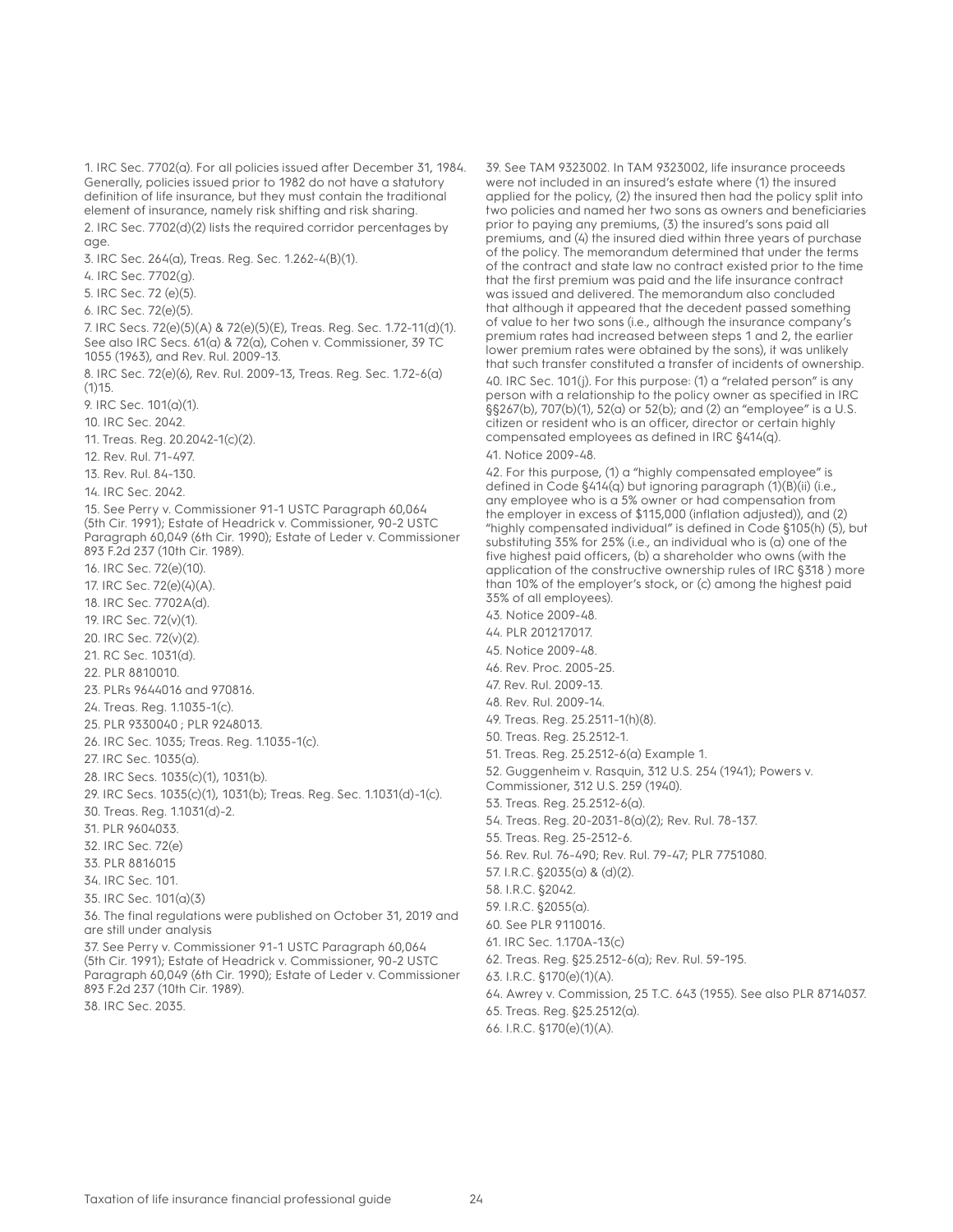1. IRC Sec. 7702(a). For all policies issued after December 31, 1984. Generally, policies issued prior to 1982 do not have a statutory definition of life insurance, but they must contain the traditional element of insurance, namely risk shifting and risk sharing.
2. IRC Sec. 7702(d)(2) lists the required corridor percentages by age.
3. IRC Sec. 264(a), Treas. Reg. Sec. 1.262-4(B)(1).
4. IRC Sec. 7702(g).
5. IRC Sec. 72 (e)(5).
6. IRC Sec. 72(e)(5).
7. IRC Secs. 72(e)(5)(A) & 72(e)(5)(E), Treas. Reg. Sec. 1.72-11(d)(1). See also IRC Secs. 61(a) & 72(a), Cohen v. Commissioner, 39 TC 1055 (1963), and Rev. Rul. 2009-13.
8. IRC Sec. 72(e)(6), Rev. Rul. 2009-13, Treas. Reg. Sec. 1.72-6(a)(1)15.
9. IRC Sec. 101(a)(1).
10. IRC Sec. 2042.
11. Treas. Reg. 20.2042-1(c)(2).
12. Rev. Rul. 71-497.
13. Rev. Rul. 84-130.
14. IRC Sec. 2042.
15. See Perry v. Commissioner 91-1 USTC Paragraph 60,064 (5th Cir. 1991); Estate of Headrick v. Commissioner, 90-2 USTC Paragraph 60,049 (6th Cir. 1990); Estate of Leder v. Commissioner 893 F.2d 237 (10th Cir. 1989).
16. IRC Sec. 72(e)(10).
17. IRC Sec. 72(e)(4)(A).
18. IRC Sec. 7702A(d).
19. IRC Sec. 72(v)(1).
20. IRC Sec. 72(v)(2).
21. RC Sec. 1031(d).
22. PLR 8810010.
23. PLRs 9644016 and 970816.
24. Treas. Reg. 1.1035-1(c).
25. PLR 9330040 ; PLR 9248013.
26. IRC Sec. 1035; Treas. Reg. 1.1035-1(c).
27. IRC Sec. 1035(a).
28. IRC Secs. 1035(c)(1), 1031(b).
29. IRC Secs. 1035(c)(1), 1031(b); Treas. Reg. Sec. 1.1031(d)-1(c).
30. Treas. Reg. 1.1031(d)-2.
31. PLR 9604033.
32. IRC Sec. 72(e)
33. PLR 8816015
34. IRC Sec. 101.
35. IRC Sec. 101(a)(3)
36. The final regulations were published on October 31, 2019 and are still under analysis
37. See Perry v. Commissioner 91-1 USTC Paragraph 60,064 (5th Cir. 1991); Estate of Headrick v. Commissioner, 90-2 USTC Paragraph 60,049 (6th Cir. 1990); Estate of Leder v. Commissioner 893 F.2d 237 (10th Cir. 1989).
38. IRC Sec. 2035.
39. See TAM 9323002. In TAM 9323002, life insurance proceeds were not included in an insured's estate where (1) the insured applied for the policy, (2) the insured then had the policy split into two policies and named her two sons as owners and beneficiaries prior to paying any premiums, (3) the insured's sons paid all premiums, and (4) the insured died within three years of purchase of the policy. The memorandum determined that under the terms of the contract and state law no contract existed prior to the time that the first premium was paid and the life insurance contract was issued and delivered. The memorandum also concluded that although it appeared that the decedent passed something of value to her two sons (i.e., although the insurance company's premium rates had increased between steps 1 and 2, the earlier lower premium rates were obtained by the sons), it was unlikely that such transfer constituted a transfer of incidents of ownership.
40. IRC Sec. 101(j). For this purpose: (1) a "related person" is any person with a relationship to the policy owner as specified in IRC §§267(b), 707(b)(1), 52(a) or 52(b); and (2) an "employee" is a U.S. citizen or resident who is an officer, director or certain highly compensated employees as defined in IRC §414(q).
41. Notice 2009-48.
42. For this purpose, (1) a "highly compensated employee" is defined in Code §414(q) but ignoring paragraph (1)(B)(ii) (i.e., any employee who is a 5% owner or had compensation from the employer in excess of $115,000 (inflation adjusted)), and (2) "highly compensated individual" is defined in Code §105(h) (5), but substituting 35% for 25% (i.e., an individual who is (a) one of the five highest paid officers, (b) a shareholder who owns (with the application of the constructive ownership rules of IRC §318 ) more than 10% of the employer's stock, or (c) among the highest paid 35% of all employees).
43. Notice 2009-48.
44. PLR 201217017.
45. Notice 2009-48.
46. Rev. Proc. 2005-25.
47. Rev. Rul. 2009-13.
48. Rev. Rul. 2009-14.
49. Treas. Reg. 25.2511-1(h)(8).
50. Treas. Reg. 25.2512-1.
51. Treas. Reg. 25.2512-6(a) Example 1.
52. Guggenheim v. Rasquin, 312 U.S. 254 (1941); Powers v. Commissioner, 312 U.S. 259 (1940).
53. Treas. Reg. 25.2512-6(a).
54. Treas. Reg. 20-2031-8(a)(2); Rev. Rul. 78-137.
55. Treas. Reg. 25-2512-6.
56. Rev. Rul. 76-490; Rev. Rul. 79-47; PLR 7751080.
57. I.R.C. §2035(a) & (d)(2).
58. I.R.C. §2042.
59. I.R.C. §2055(a).
60. See PLR 9110016.
61. IRC Sec. 1.170A-13(c)
62. Treas. Reg. §25.2512-6(a); Rev. Rul. 59-195.
63. I.R.C. §170(e)(1)(A).
64. Awrey v. Commission, 25 T.C. 643 (1955). See also PLR 8714037.
65. Treas. Reg. §25.2512(a).
66. I.R.C. §170(e)(1)(A).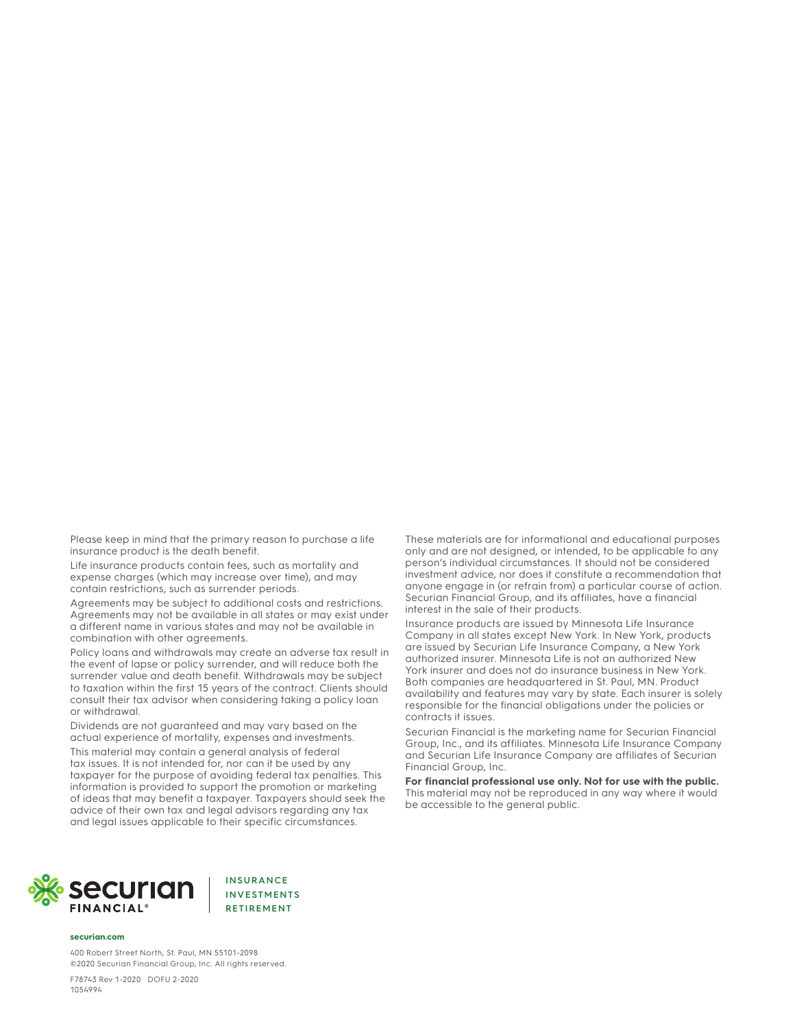Please keep in mind that the primary reason to purchase a life insurance product is the death benefit.

Life insurance products contain fees, such as mortality and expense charges (which may increase over time), and may contain restrictions, such as surrender periods.

Agreements may be subject to additional costs and restrictions. Agreements may not be available in all states or may exist under a different name in various states and may not be available in combination with other agreements.

Policy loans and withdrawals may create an adverse tax result in the event of lapse or policy surrender, and will reduce both the surrender value and death benefit. Withdrawals may be subject to taxation within the first 15 years of the contract. Clients should consult their tax advisor when considering taking a policy loan or withdrawal.

Dividends are not guaranteed and may vary based on the actual experience of mortality, expenses and investments.

This material may contain a general analysis of federal tax issues. It is not intended for, nor can it be used by any taxpayer for the purpose of avoiding federal tax penalties. This information is provided to support the promotion or marketing of ideas that may benefit a taxpayer. Taxpayers should seek the advice of their own tax and legal advisors regarding any tax and legal issues applicable to their specific circumstances.

These materials are for informational and educational purposes only and are not designed, or intended, to be applicable to any person's individual circumstances. It should not be considered investment advice, nor does it constitute a recommendation that anyone engage in (or refrain from) a particular course of action. Securian Financial Group, and its affiliates, have a financial interest in the sale of their products.

Insurance products are issued by Minnesota Life Insurance Company in all states except New York. In New York, products are issued by Securian Life Insurance Company, a New York authorized insurer. Minnesota Life is not an authorized New York insurer and does not do insurance business in New York. Both companies are headquartered in St. Paul, MN. Product availability and features may vary by state. Each insurer is solely responsible for the financial obligations under the policies or contracts it issues.

Securian Financial is the marketing name for Securian Financial Group, Inc., and its affiliates. Minnesota Life Insurance Company and Securian Life Insurance Company are affiliates of Securian Financial Group, Inc.

**For financial professional use only. Not for use with the public.** This material may not be reproduced in any way where it would be accessible to the general public.

securian FINANCIAL® | INSURANCE INVESTMENTS RETIREMENT

**securian.com**

400 Robert Street North, St. Paul, MN 55101-2098
©2020 Securian Financial Group, Inc. All rights reserved.

F78743 Rev 1-2020 DOFU 2-2020
1054994